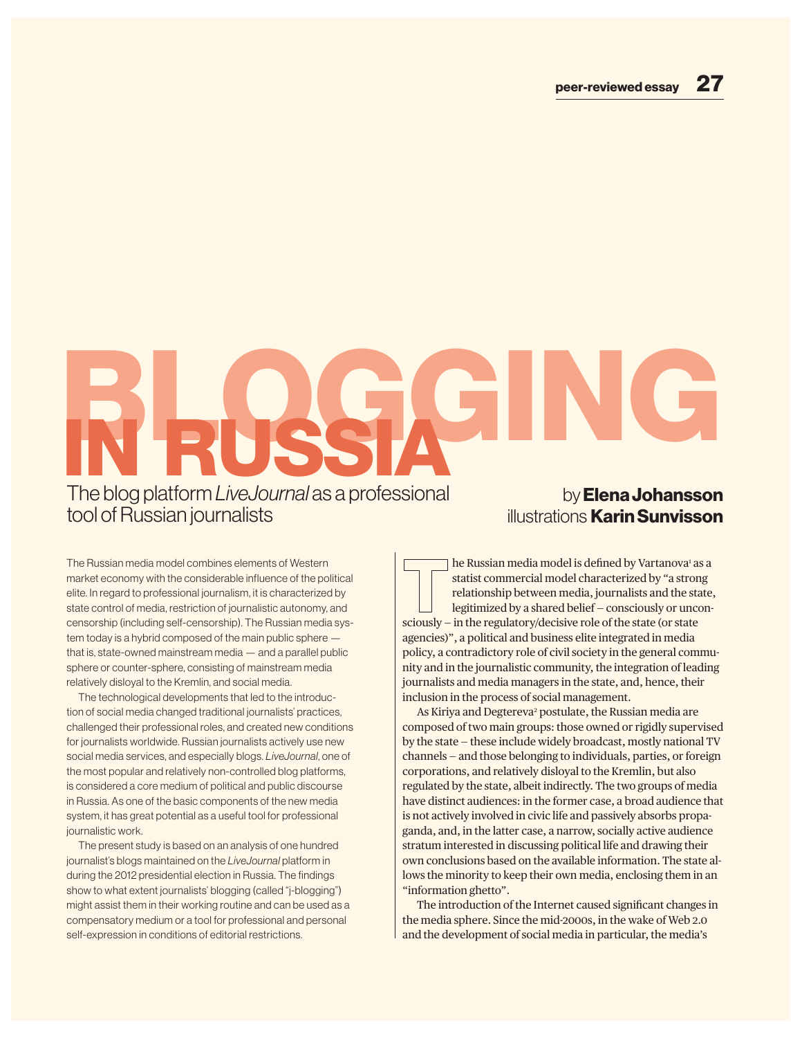# BLOGGING IN RUSSIA

## The blog platform *LiveJournal* as a professional tool of Russian journalists

by **Elena Johansson**
illustrations **Karin Sunvisson**

The Russian media model combines elements of Western market economy with the considerable influence of the political elite. In regard to professional journalism, it is characterized by state control of media, restriction of journalistic autonomy, and censorship (including self-censorship). The Russian media system today is a hybrid composed of the main public sphere — that is, state-owned mainstream media — and a parallel public sphere or counter-sphere, consisting of mainstream media relatively disloyal to the Kremlin, and social media.

The technological developments that led to the introduction of social media changed traditional journalists' practices, challenged their professional roles, and created new conditions for journalists worldwide. Russian journalists actively use new social media services, and especially blogs. *LiveJournal*, one of the most popular and relatively non-controlled blog platforms, is considered a core medium of political and public discourse in Russia. As one of the basic components of the new media system, it has great potential as a useful tool for professional journalistic work.

The present study is based on an analysis of one hundred journalist's blogs maintained on the *LiveJournal* platform in during the 2012 presidential election in Russia. The findings show to what extent journalists' blogging (called "j-blogging") might assist them in their working routine and can be used as a compensatory medium or a tool for professional and personal self-expression in conditions of editorial restrictions.

The Russian media model is defined by Vartanova[1] as a statist commercial model characterized by "a strong relationship between media, journalists and the state, legitimized by a shared belief – consciously or unconsciously – in the regulatory/decisive role of the state (or state agencies)", a political and business elite integrated in media policy, a contradictory role of civil society in the general community and in the journalistic community, the integration of leading journalists and media managers in the state, and, hence, their inclusion in the process of social management.

As Kiriya and Degtereva[2] postulate, the Russian media are composed of two main groups: those owned or rigidly supervised by the state – these include widely broadcast, mostly national TV channels – and those belonging to individuals, parties, or foreign corporations, and relatively disloyal to the Kremlin, but also regulated by the state, albeit indirectly. The two groups of media have distinct audiences: in the former case, a broad audience that is not actively involved in civic life and passively absorbs propaganda, and, in the latter case, a narrow, socially active audience stratum interested in discussing political life and drawing their own conclusions based on the available information. The state allows the minority to keep their own media, enclosing them in an "information ghetto".

The introduction of the Internet caused significant changes in the media sphere. Since the mid-2000s, in the wake of Web 2.0 and the development of social media in particular, the media's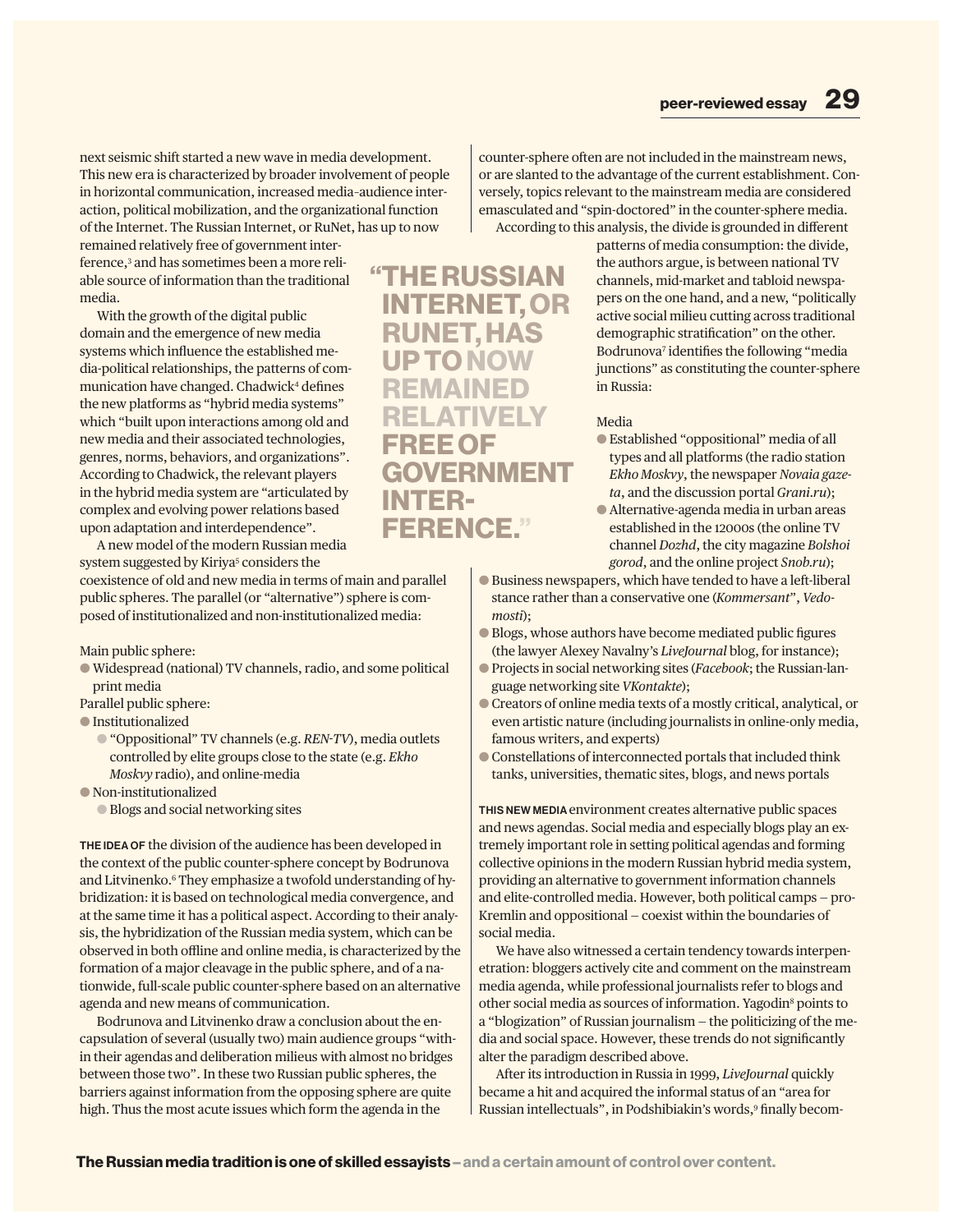next seismic shift started a new wave in media development. This new era is characterized by broader involvement of people in horizontal communication, increased media–audience interaction, political mobilization, and the organizational function of the Internet. The Russian Internet, or RuNet, has up to now remained relatively free of government interference,[3] and has sometimes been a more reliable source of information than the traditional media.

With the growth of the digital public domain and the emergence of new media systems which influence the established media-political relationships, the patterns of communication have changed. Chadwick[4] defines the new platforms as "hybrid media systems" which "built upon interactions among old and new media and their associated technologies, genres, norms, behaviors, and organizations". According to Chadwick, the relevant players in the hybrid media system are "articulated by complex and evolving power relations based upon adaptation and interdependence".

> "THE RUSSIAN INTERNET, OR RUNET, HAS UP TO NOW REMAINED RELATIVELY FREE OF GOVERNMENT INTERFERENCE."

A new model of the modern Russian media system suggested by Kiriya[5] considers the coexistence of old and new media in terms of main and parallel public spheres. The parallel (or "alternative") sphere is composed of institutionalized and non-institutionalized media:

Main public sphere:
- Widespread (national) TV channels, radio, and some political print media

Parallel public sphere:
- Institutionalized
  - "Oppositional" TV channels (e.g. *REN-TV*), media outlets controlled by elite groups close to the state (e.g. *Ekho Moskvy* radio), and online-media
- Non-institutionalized
  - Blogs and social networking sites

**THE IDEA OF** the division of the audience has been developed in the context of the public counter-sphere concept by Bodrunova and Litvinenko.[6] They emphasize a twofold understanding of hybridization: it is based on technological media convergence, and at the same time it has a political aspect. According to their analysis, the hybridization of the Russian media system, which can be observed in both offline and online media, is characterized by the formation of a major cleavage in the public sphere, and of a nationwide, full-scale public counter-sphere based on an alternative agenda and new means of communication.

Bodrunova and Litvinenko draw a conclusion about the encapsulation of several (usually two) main audience groups "within their agendas and deliberation milieus with almost no bridges between those two". In these two Russian public spheres, the barriers against information from the opposing sphere are quite high. Thus the most acute issues which form the agenda in the counter-sphere often are not included in the mainstream news, or are slanted to the advantage of the current establishment. Conversely, topics relevant to the mainstream media are considered emasculated and "spin-doctored" in the counter-sphere media.

According to this analysis, the divide is grounded in different patterns of media consumption: the divide, the authors argue, is between national TV channels, mid-market and tabloid newspapers on the one hand, and a new, "politically active social milieu cutting across traditional demographic stratification" on the other. Bodrunova[7] identifies the following "media junctions" as constituting the counter-sphere in Russia:

Media
- Established "oppositional" media of all types and all platforms (the radio station *Ekho Moskvy*, the newspaper *Novaia gazeta*, and the discussion portal *Grani.ru*);
- Alternative-agenda media in urban areas established in the 12000s (the online TV channel *Dozhd*, the city magazine *Bolshoi gorod*, and the online project *Snob.ru*);
- Business newspapers, which have tended to have a left-liberal stance rather than a conservative one (*Kommersant"*, *Vedomosti*);
- Blogs, whose authors have become mediated public figures (the lawyer Alexey Navalny's *LiveJournal* blog, for instance);
- Projects in social networking sites (*Facebook*; the Russian-language networking site *VKontakte*);
- Creators of online media texts of a mostly critical, analytical, or even artistic nature (including journalists in online-only media, famous writers, and experts)
- Constellations of interconnected portals that included think tanks, universities, thematic sites, blogs, and news portals

**THIS NEW MEDIA** environment creates alternative public spaces and news agendas. Social media and especially blogs play an extremely important role in setting political agendas and forming collective opinions in the modern Russian hybrid media system, providing an alternative to government information channels and elite-controlled media. However, both political camps – pro-Kremlin and oppositional – coexist within the boundaries of social media.

We have also witnessed a certain tendency towards interpenetration: bloggers actively cite and comment on the mainstream media agenda, while professional journalists refer to blogs and other social media as sources of information. Yagodin[8] points to a "blogization" of Russian journalism – the politicizing of the media and social space. However, these trends do not significantly alter the paradigm described above.

After its introduction in Russia in 1999, *LiveJournal* quickly became a hit and acquired the informal status of an "area for Russian intellectuals", in Podshibiakin's words,[9] finally becom-

**The Russian media tradition is one of skilled essayists** – and a certain amount of control over content.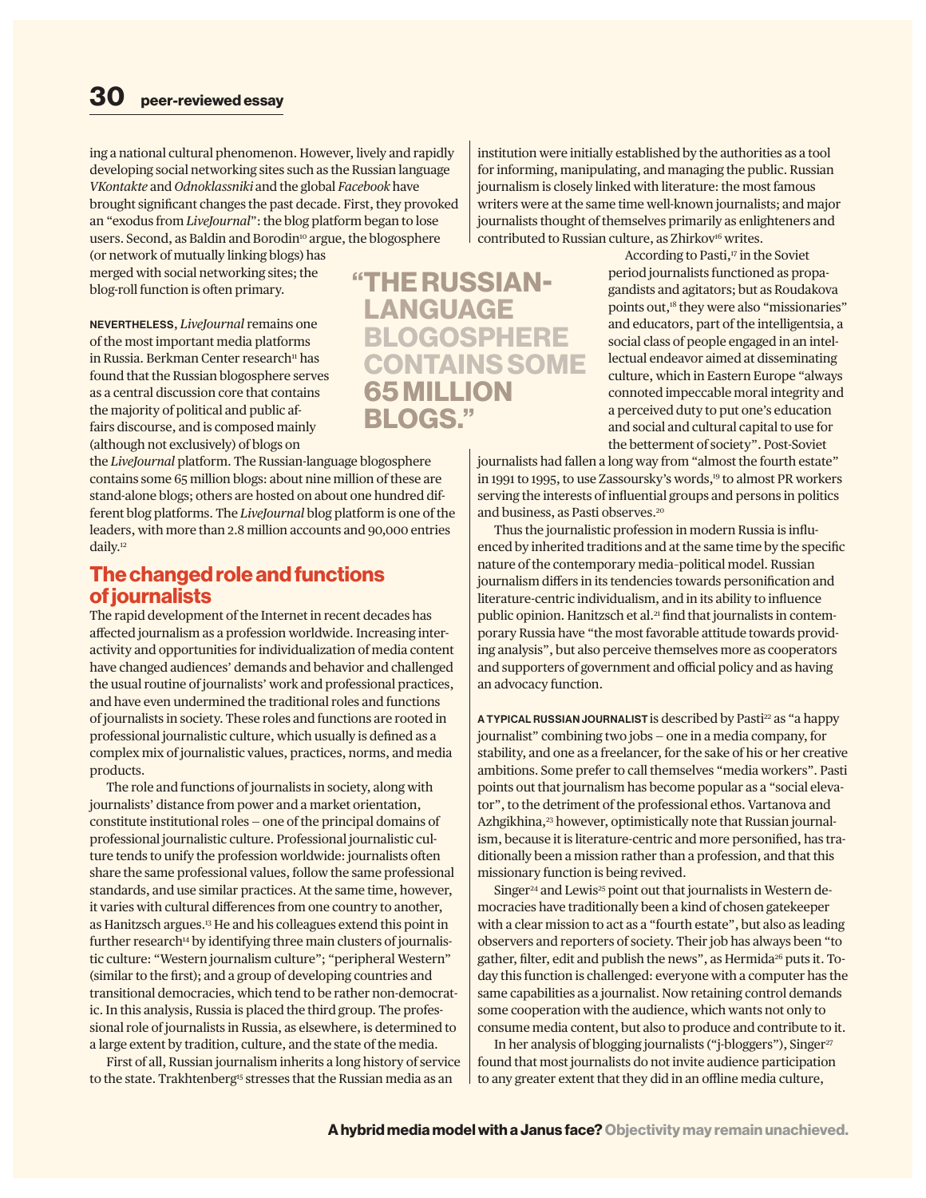ing a national cultural phenomenon. However, lively and rapidly developing social networking sites such as the Russian language *VKontakte* and *Odnoklassniki* and the global *Facebook* have brought significant changes the past decade. First, they provoked an "exodus from *LiveJournal*": the blog platform began to lose users. Second, as Baldin and Borodin[10] argue, the blogosphere (or network of mutually linking blogs) has merged with social networking sites; the blog-roll function is often primary.

**NEVERTHELESS**, *LiveJournal* remains one of the most important media platforms in Russia. Berkman Center research[11] has found that the Russian blogosphere serves as a central discussion core that contains the majority of political and public affairs discourse, and is composed mainly (although not exclusively) of blogs on the *LiveJournal* platform. The Russian-language blogosphere contains some 65 million blogs: about nine million of these are stand-alone blogs; others are hosted on about one hundred different blog platforms. The *LiveJournal* blog platform is one of the leaders, with more than 2.8 million accounts and 90,000 entries daily.[12]

> **"THE RUSSIAN-LANGUAGE BLOGOSPHERE CONTAINS SOME 65 MILLION BLOGS."**

## The changed role and functions of journalists

The rapid development of the Internet in recent decades has affected journalism as a profession worldwide. Increasing interactivity and opportunities for individualization of media content have changed audiences' demands and behavior and challenged the usual routine of journalists' work and professional practices, and have even undermined the traditional roles and functions of journalists in society. These roles and functions are rooted in professional journalistic culture, which usually is defined as a complex mix of journalistic values, practices, norms, and media products.

The role and functions of journalists in society, along with journalists' distance from power and a market orientation, constitute institutional roles – one of the principal domains of professional journalistic culture. Professional journalistic culture tends to unify the profession worldwide: journalists often share the same professional values, follow the same professional standards, and use similar practices. At the same time, however, it varies with cultural differences from one country to another, as Hanitzsch argues.[13] He and his colleagues extend this point in further research[14] by identifying three main clusters of journalistic culture: "Western journalism culture"; "peripheral Western" (similar to the first); and a group of developing countries and transitional democracies, which tend to be rather non-democratic. In this analysis, Russia is placed the third group. The professional role of journalists in Russia, as elsewhere, is determined to a large extent by tradition, culture, and the state of the media.

First of all, Russian journalism inherits a long history of service to the state. Trakhtenberg[15] stresses that the Russian media as an institution were initially established by the authorities as a tool for informing, manipulating, and managing the public. Russian journalism is closely linked with literature: the most famous writers were at the same time well-known journalists; and major journalists thought of themselves primarily as enlighteners and contributed to Russian culture, as Zhirkov[16] writes.

According to Pasti,[17] in the Soviet period journalists functioned as propagandists and agitators; but as Roudakova points out,[18] they were also "missionaries" and educators, part of the intelligentsia, a social class of people engaged in an intellectual endeavor aimed at disseminating culture, which in Eastern Europe "always connoted impeccable moral integrity and a perceived duty to put one's education and social and cultural capital to use for the betterment of society". Post-Soviet journalists had fallen a long way from "almost the fourth estate" in 1991 to 1995, to use Zassoursky's words,[19] to almost PR workers serving the interests of influential groups and persons in politics and business, as Pasti observes.[20]

Thus the journalistic profession in modern Russia is influenced by inherited traditions and at the same time by the specific nature of the contemporary media–political model. Russian journalism differs in its tendencies towards personification and literature-centric individualism, and in its ability to influence public opinion. Hanitzsch et al.[21] find that journalists in contemporary Russia have "the most favorable attitude towards providing analysis", but also perceive themselves more as cooperators and supporters of government and official policy and as having an advocacy function.

**A TYPICAL RUSSIAN JOURNALIST** is described by Pasti[22] as "a happy journalist" combining two jobs – one in a media company, for stability, and one as a freelancer, for the sake of his or her creative ambitions. Some prefer to call themselves "media workers". Pasti points out that journalism has become popular as a "social elevator", to the detriment of the professional ethos. Vartanova and Azhgikhina,[23] however, optimistically note that Russian journalism, because it is literature-centric and more personified, has traditionally been a mission rather than a profession, and that this missionary function is being revived.

Singer[24] and Lewis[25] point out that journalists in Western democracies have traditionally been a kind of chosen gatekeeper with a clear mission to act as a "fourth estate", but also as leading observers and reporters of society. Their job has always been "to gather, filter, edit and publish the news", as Hermida[26] puts it. Today this function is challenged: everyone with a computer has the same capabilities as a journalist. Now retaining control demands some cooperation with the audience, which wants not only to consume media content, but also to produce and contribute to it.

In her analysis of blogging journalists ("j-bloggers"), Singer[27] found that most journalists do not invite audience participation to any greater extent that they did in an offline media culture,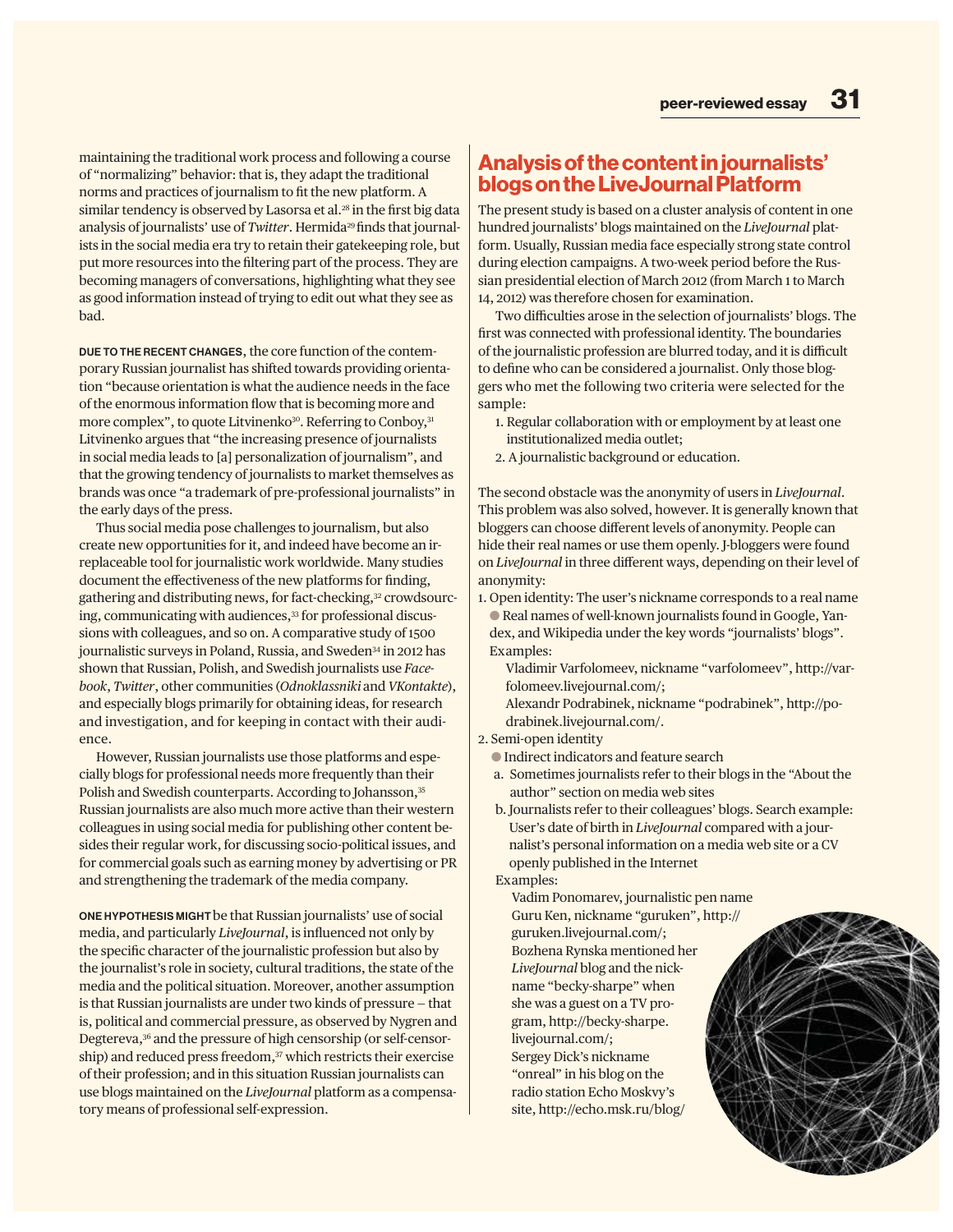maintaining the traditional work process and following a course of "normalizing" behavior: that is, they adapt the traditional norms and practices of journalism to fit the new platform. A similar tendency is observed by Lasorsa et al.[28] in the first big data analysis of journalists' use of *Twitter*. Hermida[29] finds that journalists in the social media era try to retain their gatekeeping role, but put more resources into the filtering part of the process. They are becoming managers of conversations, highlighting what they see as good information instead of trying to edit out what they see as bad.

**DUE TO THE RECENT CHANGES**, the core function of the contemporary Russian journalist has shifted towards providing orientation "because orientation is what the audience needs in the face of the enormous information flow that is becoming more and more complex", to quote Litvinenko[30]. Referring to Conboy,[31] Litvinenko argues that "the increasing presence of journalists in social media leads to [a] personalization of journalism", and that the growing tendency of journalists to market themselves as brands was once "a trademark of pre-professional journalists" in the early days of the press.

Thus social media pose challenges to journalism, but also create new opportunities for it, and indeed have become an irreplaceable tool for journalistic work worldwide. Many studies document the effectiveness of the new platforms for finding, gathering and distributing news, for fact-checking,[32] crowdsourcing, communicating with audiences,[33] for professional discussions with colleagues, and so on. A comparative study of 1500 journalistic surveys in Poland, Russia, and Sweden[34] in 2012 has shown that Russian, Polish, and Swedish journalists use *Facebook*, *Twitter*, other communities (*Odnoklassniki* and *VKontakte*), and especially blogs primarily for obtaining ideas, for research and investigation, and for keeping in contact with their audience.

However, Russian journalists use those platforms and especially blogs for professional needs more frequently than their Polish and Swedish counterparts. According to Johansson,[35] Russian journalists are also much more active than their western colleagues in using social media for publishing other content besides their regular work, for discussing socio-political issues, and for commercial goals such as earning money by advertising or PR and strengthening the trademark of the media company.

**ONE HYPOTHESIS MIGHT** be that Russian journalists' use of social media, and particularly *LiveJournal*, is influenced not only by the specific character of the journalistic profession but also by the journalist's role in society, cultural traditions, the state of the media and the political situation. Moreover, another assumption is that Russian journalists are under two kinds of pressure – that is, political and commercial pressure, as observed by Nygren and Degtereva,[36] and the pressure of high censorship (or self-censorship) and reduced press freedom,[37] which restricts their exercise of their profession; and in this situation Russian journalists can use blogs maintained on the *LiveJournal* platform as a compensatory means of professional self-expression.

## Analysis of the content in journalists' blogs on the LiveJournal Platform

The present study is based on a cluster analysis of content in one hundred journalists' blogs maintained on the *LiveJournal* platform. Usually, Russian media face especially strong state control during election campaigns. A two-week period before the Russian presidential election of March 2012 (from March 1 to March 14, 2012) was therefore chosen for examination.

Two difficulties arose in the selection of journalists' blogs. The first was connected with professional identity. The boundaries of the journalistic profession are blurred today, and it is difficult to define who can be considered a journalist. Only those bloggers who met the following two criteria were selected for the sample:

1. Regular collaboration with or employment by at least one institutionalized media outlet;
2. A journalistic background or education.

The second obstacle was the anonymity of users in *LiveJournal*. This problem was also solved, however. It is generally known that bloggers can choose different levels of anonymity. People can hide their real names or use them openly. J-bloggers were found on *LiveJournal* in three different ways, depending on their level of anonymity:

1. Open identity: The user's nickname corresponds to a real name
   - Real names of well-known journalists found in Google, Yandex, and Wikipedia under the key words "journalists' blogs".
   
   Examples:
   
   Vladimir Varfolomeev, nickname "varfolomeev", http://varfolomeev.livejournal.com/;
   
   Alexandr Podrabinek, nickname "podrabinek", http://podrabinek.livejournal.com/.
2. Semi-open identity
   - Indirect indicators and feature search
     a. Sometimes journalists refer to their blogs in the "About the author" section on media web sites
     b. Journalists refer to their colleagues' blogs. Search example: User's date of birth in *LiveJournal* compared with a journalist's personal information on a media web site or a CV openly published in the Internet
   
   Examples:
   
   Vadim Ponomarev, journalistic pen name Guru Ken, nickname "guruken", http://guruken.livejournal.com/;
   
   Bozhena Rynska mentioned her *LiveJournal* blog and the nickname "becky-sharpe" when she was a guest on a TV program, http://becky-sharpe.livejournal.com/;
   
   Sergey Dick's nickname "onreal" in his blog on the radio station Echo Moskvy's site, http://echo.msk.ru/blog/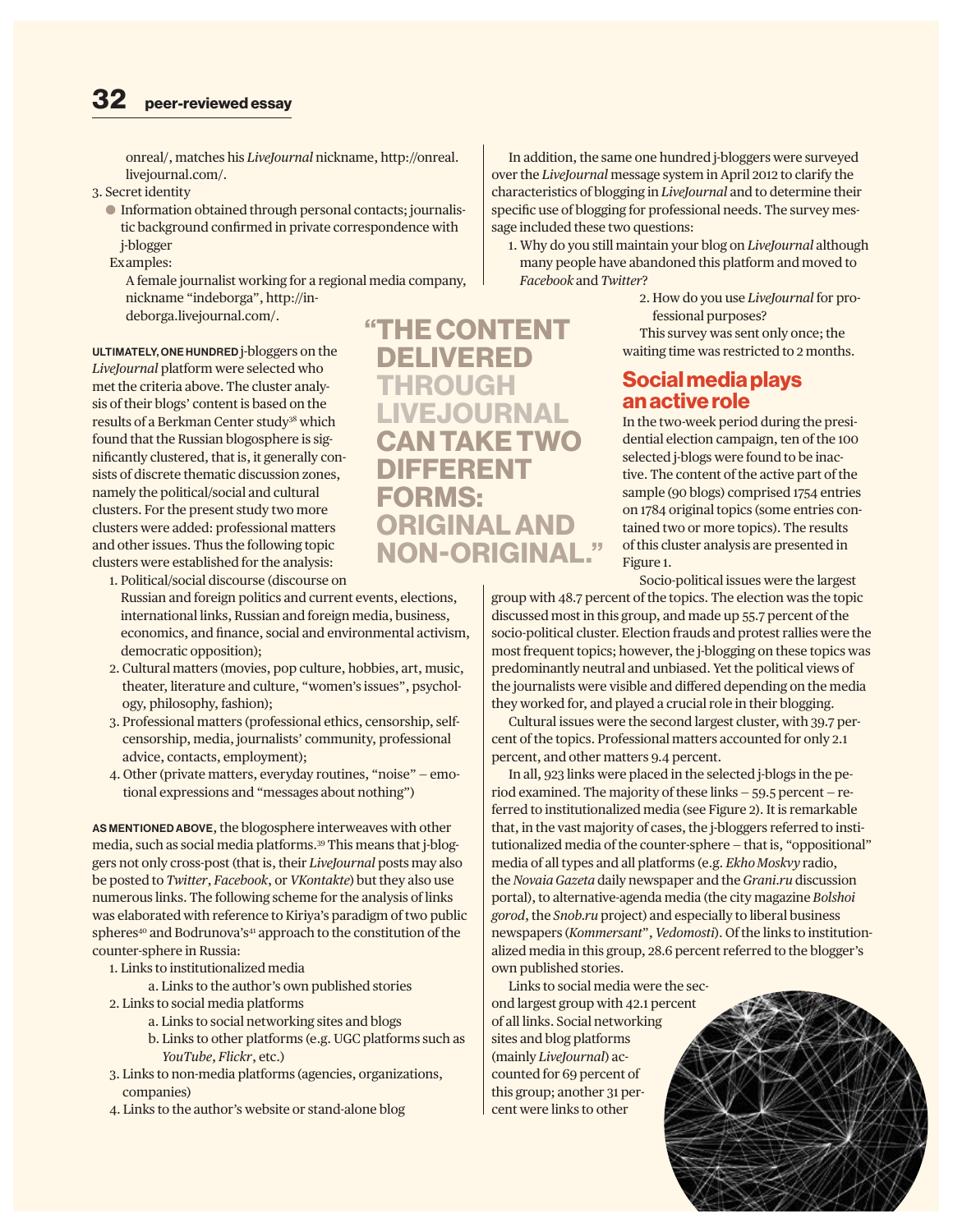onreal/, matches his *LiveJournal* nickname, http://onreal.livejournal.com/.

3. Secret identity
   - Information obtained through personal contacts; journalistic background confirmed in private correspondence with j-blogger

   Examples:

   A female journalist working for a regional media company, nickname "indeborga", http://indeborga.livejournal.com/.

**ULTIMATELY, ONE HUNDRED** j-bloggers on the *LiveJournal* platform were selected who met the criteria above. The cluster analysis of their blogs' content is based on the results of a Berkman Center study[38] which found that the Russian blogosphere is significantly clustered, that is, it generally consists of discrete thematic discussion zones, namely the political/social and cultural clusters. For the present study two more clusters were added: professional matters and other issues. Thus the following topic clusters were established for the analysis:

1. Political/social discourse (discourse on Russian and foreign politics and current events, elections, international links, Russian and foreign media, business, economics, and finance, social and environmental activism, democratic opposition);
2. Cultural matters (movies, pop culture, hobbies, art, music, theater, literature and culture, "women's issues", psychology, philosophy, fashion);
3. Professional matters (professional ethics, censorship, self-censorship, media, journalists' community, professional advice, contacts, employment);
4. Other (private matters, everyday routines, "noise" – emotional expressions and "messages about nothing")

**AS MENTIONED ABOVE**, the blogosphere interweaves with other media, such as social media platforms.[39] This means that j-bloggers not only cross-post (that is, their *LiveJournal* posts may also be posted to *Twitter*, *Facebook*, or *VKontakte*) but they also use numerous links. The following scheme for the analysis of links was elaborated with reference to Kiriya's paradigm of two public spheres[40] and Bodrunova's[41] approach to the constitution of the counter-sphere in Russia:

1. Links to institutionalized media
   a. Links to the author's own published stories
2. Links to social media platforms
   a. Links to social networking sites and blogs
   b. Links to other platforms (e.g. UGC platforms such as *YouTube*, *Flickr*, etc.)
3. Links to non-media platforms (agencies, organizations, companies)
4. Links to the author's website or stand-alone blog

> "THE CONTENT DELIVERED THROUGH LIVEJOURNAL CAN TAKE TWO DIFFERENT FORMS: ORIGINAL AND NON-ORIGINAL."

In addition, the same one hundred j-bloggers were surveyed over the *LiveJournal* message system in April 2012 to clarify the characteristics of blogging in *LiveJournal* and to determine their specific use of blogging for professional needs. The survey message included these two questions:

1. Why do you still maintain your blog on *LiveJournal* although many people have abandoned this platform and moved to *Facebook* and *Twitter*?
2. How do you use *LiveJournal* for professional purposes?

This survey was sent only once; the waiting time was restricted to 2 months.

## Social media plays an active role

In the two-week period during the presidential election campaign, ten of the 100 selected j-blogs were found to be inactive. The content of the active part of the sample (90 blogs) comprised 1754 entries on 1784 original topics (some entries contained two or more topics). The results of this cluster analysis are presented in Figure 1.

Socio-political issues were the largest group with 48.7 percent of the topics. The election was the topic discussed most in this group, and made up 55.7 percent of the socio-political cluster. Election frauds and protest rallies were the most frequent topics; however, the j-blogging on these topics was predominantly neutral and unbiased. Yet the political views of the journalists were visible and differed depending on the media they worked for, and played a crucial role in their blogging.

Cultural issues were the second largest cluster, with 39.7 percent of the topics. Professional matters accounted for only 2.1 percent, and other matters 9.4 percent.

In all, 923 links were placed in the selected j-blogs in the period examined. The majority of these links – 59.5 percent – referred to institutionalized media (see Figure 2). It is remarkable that, in the vast majority of cases, the j-bloggers referred to institutionalized media of the counter-sphere – that is, "oppositional" media of all types and all platforms (e.g. *Ekho Moskvy* radio, the *Novaia Gazeta* daily newspaper and the *Grani.ru* discussion portal), to alternative-agenda media (the city magazine *Bolshoi gorod*, the *Snob.ru* project) and especially to liberal business newspapers (*Kommersant*", *Vedomosti*). Of the links to institutionalized media in this group, 28.6 percent referred to the blogger's own published stories.

Links to social media were the second largest group with 42.1 percent of all links. Social networking sites and blog platforms (mainly *LiveJournal*) accounted for 69 percent of this group; another 31 percent were links to other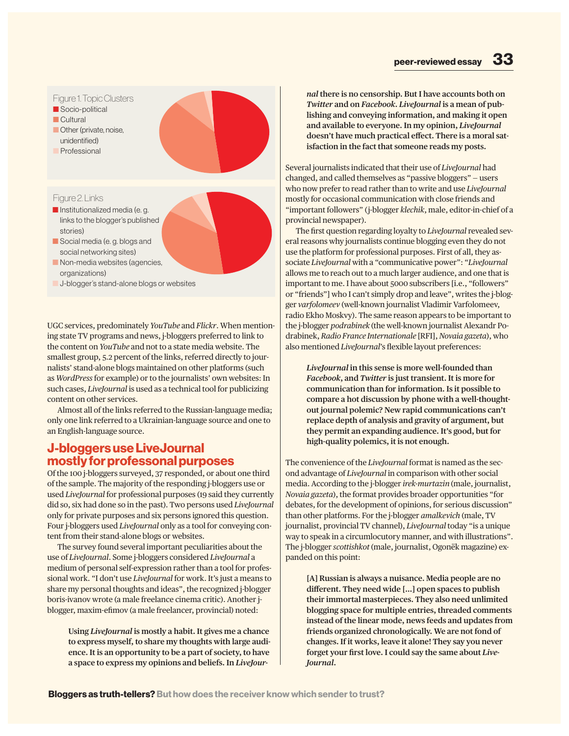Figure 1. Topic Clusters

- Socio-political
- Cultural
- Other (private, noise, unidentified)
- Professional

Figure 2. Links

- Institutionalized media (e. g. links to the blogger's published stories)
- Social media (e. g. blogs and social networking sites)
- Non-media websites (agencies, organizations)
- J-blogger's stand-alone blogs or websites

UGC services, predominately *YouTube* and *Flickr*. When mentioning state TV programs and news, j-bloggers preferred to link to the content on *YouTube* and not to a state media website. The smallest group, 5.2 percent of the links, referred directly to journalists' stand-alone blogs maintained on other platforms (such as *WordPress* for example) or to the journalists' own websites: In such cases, *LiveJournal* is used as a technical tool for publicizing content on other services.

Almost all of the links referred to the Russian-language media; only one link referred to a Ukrainian-language source and one to an English-language source.

## J-bloggers use LiveJournal mostly for professonal purposes

Of the 100 j-bloggers surveyed, 37 responded, or about one third of the sample. The majority of the responding j-bloggers use or used *LiveJournal* for professional purposes (19 said they currently did so, six had done so in the past). Two persons used *LiveJournal* only for private purposes and six persons ignored this question. Four j-bloggers used *LiveJournal* only as a tool for conveying content from their stand-alone blogs or websites.

The survey found several important peculiarities about the use of *LiveJournal*. Some j-bloggers considered *LiveJournal* a medium of personal self-expression rather than a tool for professional work. "I don't use *LiveJournal* for work. It's just a means to share my personal thoughts and ideas", the recognized j-blogger boris-ivanov wrote (a male freelance cinema critic). Another j-blogger, maxim-efimov (a male freelancer, provincial) noted:

> **Using *LiveJournal* is mostly a habit. It gives me a chance to express myself, to share my thoughts with large audience. It is an opportunity to be a part of society, to have a space to express my opinions and beliefs. In *LiveJournal* there is no censorship. But I have accounts both on *Twitter* and on *Facebook*. *LiveJournal* is a mean of publishing and conveying information, and making it open and available to everyone. In my opinion, *LiveJournal* doesn't have much practical effect. There is a moral satisfaction in the fact that someone reads my posts.**

Several journalists indicated that their use of *LiveJournal* had changed, and called themselves as "passive bloggers" — users who now prefer to read rather than to write and use *LiveJournal* mostly for occasional communication with close friends and "important followers" (j-blogger *klechik*, male, editor-in-chief of a provincial newspaper).

The first question regarding loyalty to *LiveJournal* revealed several reasons why journalists continue blogging even they do not use the platform for professional purposes. First of all, they associate *LiveJournal* with a "communicative power": "*LiveJournal* allows me to reach out to a much larger audience, and one that is important to me. I have about 5000 subscribers [i.e., "followers" or "friends"] who I can't simply drop and leave", writes the j-blogger *varfolomeev* (well-known journalist Vladimir Varfolomeev, radio Ekho Moskvy). The same reason appears to be important to the j-blogger *podrabinek* (the well-known journalist Alexandr Podrabinek, *Radio France Internationale* [RFI], *Novaia gazeta*), who also mentioned *LiveJournal*'s flexible layout preferences:

> ***LiveJournal* in this sense is more well-founded than *Facebook*, and *Twitter* is just transient. It is more for communication than for information. Is it possible to compare a hot discussion by phone with a well-thought-out journal polemic? New rapid communications can't replace depth of analysis and gravity of argument, but they permit an expanding audience. It's good, but for high-quality polemics, it is not enough.**

The convenience of the *LiveJournal* format is named as the second advantage of *LiveJournal* in comparison with other social media. According to the j-blogger *irek-murtazin* (male, journalist, *Novaia gazeta*), the format provides broader opportunities "for debates, for the development of opinions, for serious discussion" than other platforms. For the j-blogger *amalkevich* (male, TV journalist, provincial TV channel), *LiveJournal* today "is a unique way to speak in a circumlocutory manner, and with illustrations". The j-blogger *scottishkot* (male, journalist, Ogonëk magazine) expanded on this point:

> **[A] Russian is always a nuisance. Media people are no different. They need wide [...] open spaces to publish their immortal masterpieces. They also need unlimited blogging space for multiple entries, threaded comments instead of the linear mode, news feeds and updates from friends organized chronologically. We are not fond of changes. If it works, leave it alone! They say you never forget your first love. I could say the same about *LiveJournal*.**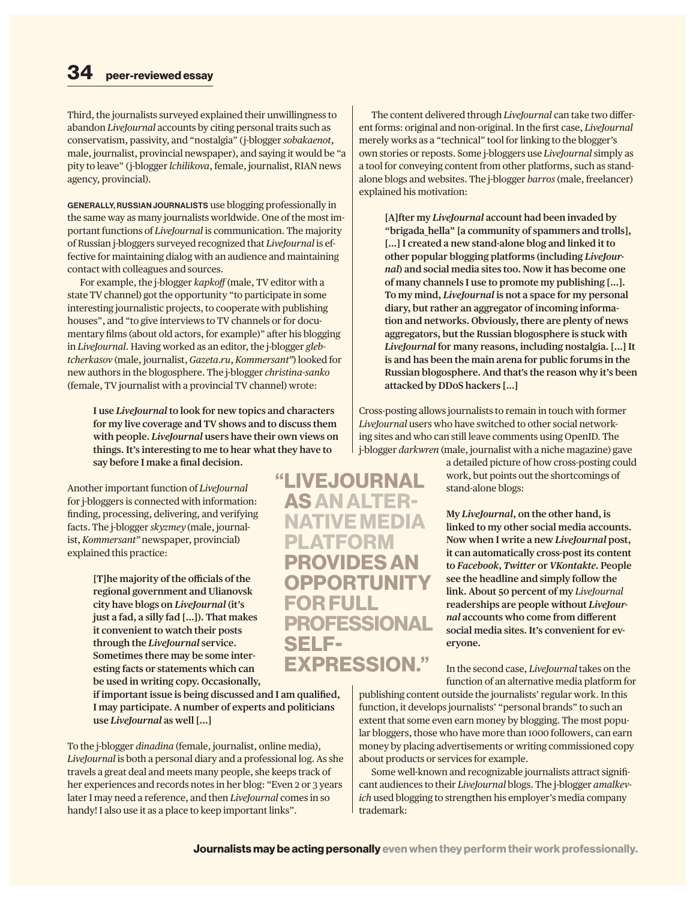Third, the journalists surveyed explained their unwillingness to abandon *LiveJournal* accounts by citing personal traits such as conservatism, passivity, and "nostalgia" (j-blogger *sobakaenot*, male, journalist, provincial newspaper), and saying it would be "a pity to leave" (j-blogger *lchilikova*, female, journalist, RIAN news agency, provincial).

**GENERALLY, RUSSIAN JOURNALISTS** use blogging professionally in the same way as many journalists worldwide. One of the most important functions of *LiveJournal* is communication. The majority of Russian j-bloggers surveyed recognized that *LiveJournal* is effective for maintaining dialog with an audience and maintaining contact with colleagues and sources.

For example, the j-blogger *kapkoff* (male, TV editor with a state TV channel) got the opportunity "to participate in some interesting journalistic projects, to cooperate with publishing houses", and "to give interviews to TV channels or for documentary films (about old actors, for example)" after his blogging in *LiveJournal*. Having worked as an editor, the j-blogger *glebtcherkasov* (male, journalist, *Gazeta.ru*, *Kommersant"*) looked for new authors in the blogosphere. The j-blogger *christina-sanko* (female, TV journalist with a provincial TV channel) wrote:

> **I use *LiveJournal* to look for new topics and characters for my live coverage and TV shows and to discuss them with people. *LiveJournal* users have their own views on things. It's interesting to me to hear what they have to say before I make a final decision.**

Another important function of *LiveJournal* for j-bloggers is connected with information: finding, processing, delivering, and verifying facts. The j-blogger *skyzmey* (male, journalist, *Kommersant"* newspaper, provincial) explained this practice:

> **[T]he majority of the officials of the regional government and Ulianovsk city have blogs on *LiveJournal* (it's just a fad, a silly fad [...]). That makes it convenient to watch their posts through the *LiveJournal* service. Sometimes there may be some interesting facts or statements which can be used in writing copy. Occasionally, if important issue is being discussed and I am qualified, I may participate. A number of experts and politicians use *LiveJournal* as well [...]**

To the j-blogger *dinadina* (female, journalist, online media), *LiveJournal* is both a personal diary and a professional log. As she travels a great deal and meets many people, she keeps track of her experiences and records notes in her blog: "Even 2 or 3 years later I may need a reference, and then *LiveJournal* comes in so handy! I also use it as a place to keep important links".

> **"LIVEJOURNAL AS AN ALTERNATIVE MEDIA PLATFORM PROVIDES AN OPPORTUNITY FOR FULL PROFESSIONAL SELF-EXPRESSION."**

The content delivered through *LiveJournal* can take two different forms: original and non-original. In the first case, *LiveJournal* merely works as a "technical" tool for linking to the blogger's own stories or reposts. Some j-bloggers use *LiveJournal* simply as a tool for conveying content from other platforms, such as standalone blogs and websites. The j-blogger *barros* (male, freelancer) explained his motivation:

> **[A]fter my *LiveJournal* account had been invaded by "brigada_hella" [a community of spammers and trolls], [...] I created a new stand-alone blog and linked it to other popular blogging platforms (including *LiveJournal*) and social media sites too. Now it has become one of many channels I use to promote my publishing [...]. To my mind, *LiveJournal* is not a space for my personal diary, but rather an aggregator of incoming information and networks. Obviously, there are plenty of news aggregators, but the Russian blogosphere is stuck with *LiveJournal* for many reasons, including nostalgia. [...] It is and has been the main arena for public forums in the Russian blogosphere. And that's the reason why it's been attacked by DDoS hackers [...]**

Cross-posting allows journalists to remain in touch with former *LiveJournal* users who have switched to other social networking sites and who can still leave comments using OpenID. The j-blogger *darkwren* (male, journalist with a niche magazine) gave a detailed picture of how cross-posting could work, but points out the shortcomings of stand-alone blogs:

> **My *LiveJournal*, on the other hand, is linked to my other social media accounts. Now when I write a new *LiveJournal* post, it can automatically cross-post its content to *Facebook*, *Twitter* or *VKontakte*. People see the headline and simply follow the link. About 50 percent of my *LiveJournal* readerships are people without *LiveJournal* accounts who come from different social media sites. It's convenient for everyone.**

In the second case, *LiveJournal* takes on the function of an alternative media platform for publishing content outside the journalists' regular work. In this function, it develops journalists' "personal brands" to such an extent that some even earn money by blogging. The most popular bloggers, those who have more than 1000 followers, can earn money by placing advertisements or writing commissioned copy about products or services for example.

Some well-known and recognizable journalists attract significant audiences to their *LiveJournal* blogs. The j-blogger *amalkevich* used blogging to strengthen his employer's media company trademark:

**Journalists may be acting personally** even when they perform their work professionally.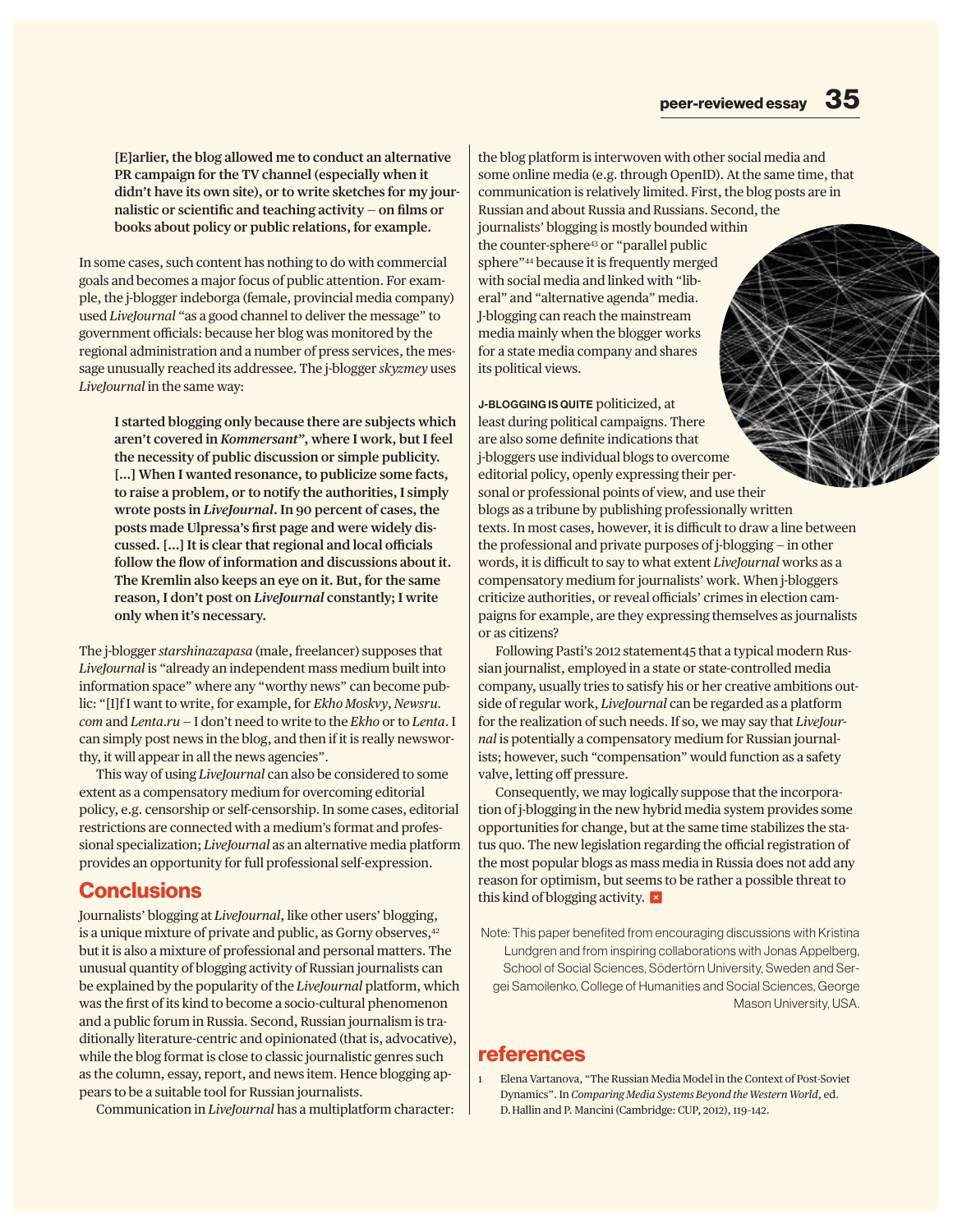> **[E]arlier, the blog allowed me to conduct an alternative PR campaign for the TV channel (especially when it didn't have its own site), or to write sketches for my journalistic or scientific and teaching activity – on films or books about policy or public relations, for example.**

In some cases, such content has nothing to do with commercial goals and becomes a major focus of public attention. For example, the j-blogger indeborga (female, provincial media company) used *LiveJournal* "as a good channel to deliver the message" to government officials: because her blog was monitored by the regional administration and a number of press services, the message unusually reached its addressee. The j-blogger *skyzmey* uses *LiveJournal* in the same way:

> **I started blogging only because there are subjects which aren't covered in *Kommersant*", where I work, but I feel the necessity of public discussion or simple publicity. [...] When I wanted resonance, to publicize some facts, to raise a problem, or to notify the authorities, I simply wrote posts in *LiveJournal*. In 90 percent of cases, the posts made Ulpressa's first page and were widely discussed. [...] It is clear that regional and local officials follow the flow of information and discussions about it. The Kremlin also keeps an eye on it. But, for the same reason, I don't post on *LiveJournal* constantly; I write only when it's necessary.**

The j-blogger *starshinazapasa* (male, freelancer) supposes that *LiveJournal* is "already an independent mass medium built into information space" where any "worthy news" can become public: "[I]f I want to write, for example, for *Ekho Moskvy*, *Newsru.com* and *Lenta.ru* – I don't need to write to the *Ekho* or to *Lenta*. I can simply post news in the blog, and then if it is really newsworthy, it will appear in all the news agencies".

This way of using *LiveJournal* can also be considered to some extent as a compensatory medium for overcoming editorial policy, e.g. censorship or self-censorship. In some cases, editorial restrictions are connected with a medium's format and professional specialization; *LiveJournal* as an alternative media platform provides an opportunity for full professional self-expression.

## Conclusions

Journalists' blogging at *LiveJournal*, like other users' blogging, is a unique mixture of private and public, as Gorny observes,[42] but it is also a mixture of professional and personal matters. The unusual quantity of blogging activity of Russian journalists can be explained by the popularity of the *LiveJournal* platform, which was the first of its kind to become a socio-cultural phenomenon and a public forum in Russia. Second, Russian journalism is traditionally literature-centric and opinionated (that is, advocative), while the blog format is close to classic journalistic genres such as the column, essay, report, and news item. Hence blogging appears to be a suitable tool for Russian journalists.

Communication in *LiveJournal* has a multiplatform character: the blog platform is interwoven with other social media and some online media (e.g. through OpenID). At the same time, that communication is relatively limited. First, the blog posts are in Russian and about Russia and Russians. Second, the journalists' blogging is mostly bounded within the counter-sphere[43] or "parallel public sphere"[44] because it is frequently merged with social media and linked with "liberal" and "alternative agenda" media. J-blogging can reach the mainstream media mainly when the blogger works for a state media company and shares its political views.

**J-BLOGGING IS QUITE** politicized, at least during political campaigns. There are also some definite indications that j-bloggers use individual blogs to overcome editorial policy, openly expressing their personal or professional points of view, and use their blogs as a tribune by publishing professionally written texts. In most cases, however, it is difficult to draw a line between the professional and private purposes of j-blogging – in other words, it is difficult to say to what extent *LiveJournal* works as a compensatory medium for journalists' work. When j-bloggers criticize authorities, or reveal officials' crimes in election campaigns for example, are they expressing themselves as journalists or as citizens?

Following Pasti's 2012 statement45 that a typical modern Russian journalist, employed in a state or state-controlled media company, usually tries to satisfy his or her creative ambitions outside of regular work, *LiveJournal* can be regarded as a platform for the realization of such needs. If so, we may say that *LiveJournal* is potentially a compensatory medium for Russian journalists; however, such "compensation" would function as a safety valve, letting off pressure.

Consequently, we may logically suppose that the incorporation of j-blogging in the new hybrid media system provides some opportunities for change, but at the same time stabilizes the status quo. The new legislation regarding the official registration of the most popular blogs as mass media in Russia does not add any reason for optimism, but seems to be rather a possible threat to this kind of blogging activity.

Note: This paper benefited from encouraging discussions with Kristina Lundgren and from inspiring collaborations with Jonas Appelberg, School of Social Sciences, Södertörn University, Sweden and Sergei Samoilenko, College of Humanities and Social Sciences, George Mason University, USA.

## references

1. Elena Vartanova, "The Russian Media Model in the Context of Post-Soviet Dynamics". In *Comparing Media Systems Beyond the Western World*, ed. D. Hallin and P. Mancini (Cambridge: CUP, 2012), 119–142.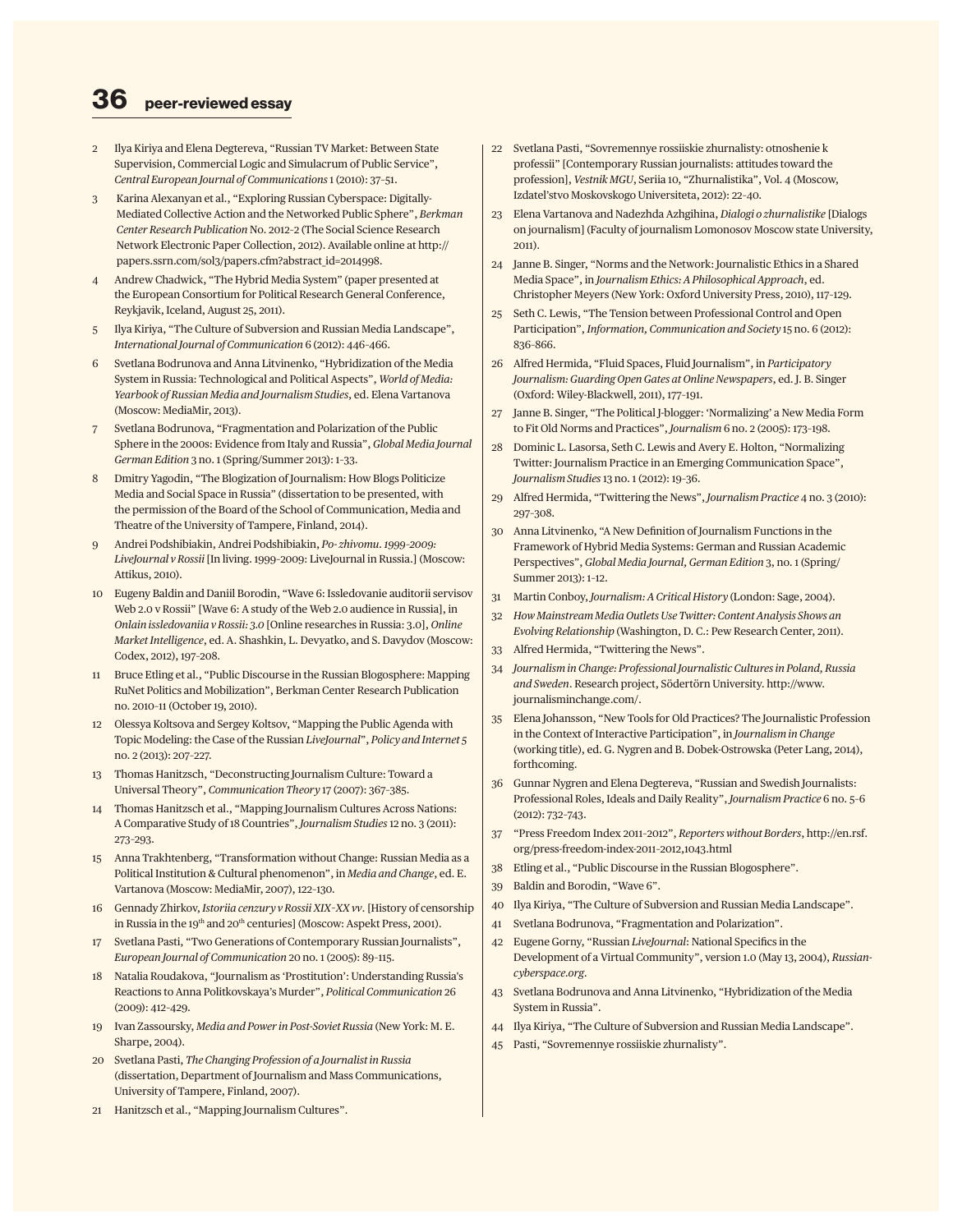2 Ilya Kiriya and Elena Degtereva, “Russian TV Market: Between State Supervision, Commercial Logic and Simulacrum of Public Service”, *Central European Journal of Communications* 1 (2010): 37–51.

3 Karina Alexanyan et al., “Exploring Russian Cyberspace: Digitally-Mediated Collective Action and the Networked Public Sphere”, *Berkman Center Research Publication* No. 2012-2 (The Social Science Research Network Electronic Paper Collection, 2012). Available online at http://papers.ssrn.com/sol3/papers.cfm?abstract_id=2014998.

4 Andrew Chadwick, “The Hybrid Media System” (paper presented at the European Consortium for Political Research General Conference, Reykjavik, Iceland, August 25, 2011).

5 Ilya Kiriya, “The Culture of Subversion and Russian Media Landscape”, *International Journal of Communication* 6 (2012): 446–466.

6 Svetlana Bodrunova and Anna Litvinenko, “Hybridization of the Media System in Russia: Technological and Political Aspects”, *World of Media: Yearbook of Russian Media and Journalism Studies*, ed. Elena Vartanova (Moscow: MediaMir, 2013).

7 Svetlana Bodrunova, “Fragmentation and Polarization of the Public Sphere in the 2000s: Evidence from Italy and Russia”, *Global Media Journal German Edition* 3 no. 1 (Spring/Summer 2013): 1–33.

8 Dmitry Yagodin, “The Blogization of Journalism: How Blogs Politicize Media and Social Space in Russia” (dissertation to be presented, with the permission of the Board of the School of Communication, Media and Theatre of the University of Tampere, Finland, 2014).

9 Andrei Podshibiakin, Andrei Podshibiakin, *Po-zhivomu. 1999-2009: LiveJournal v Rossii* [In living. 1999–2009: LiveJournal in Russia.] (Moscow: Attikus, 2010).

10 Eugeny Baldin and Daniil Borodin, “Wave 6: Issledovanie auditorii servisov Web 2.0 v Rossii” [Wave 6: A study of the Web 2.0 audience in Russia], in *Onlain issledovaniia v Rossii: 3.0* [Online researches in Russia: 3.0], *Online Market Intelligence*, ed. A. Shashkin, L. Devyatko, and S. Davydov (Moscow: Codex, 2012), 197–208.

11 Bruce Etling et al., “Public Discourse in the Russian Blogosphere: Mapping RuNet Politics and Mobilization”, Berkman Center Research Publication no. 2010-11 (October 19, 2010).

12 Olessya Koltsova and Sergey Koltsov, “Mapping the Public Agenda with Topic Modeling: the Case of the Russian *LiveJournal*”, *Policy and Internet* 5 no. 2 (2013): 207–227.

13 Thomas Hanitzsch, “Deconstructing Journalism Culture: Toward a Universal Theory”, *Communication Theory* 17 (2007): 367–385.

14 Thomas Hanitzsch et al., “Mapping Journalism Cultures Across Nations: A Comparative Study of 18 Countries”, *Journalism Studies* 12 no. 3 (2011): 273–293.

15 Anna Trakhtenberg, “Transformation without Change: Russian Media as a Political Institution & Cultural phenomenon”, in *Media and Change*, ed. E. Vartanova (Moscow: MediaMir, 2007), 122–130.

16 Gennady Zhirkov, *Istoriia cenzury v Rossii XIX–XX vv*. [History of censorship in Russia in the 19th and 20th centuries] (Moscow: Aspekt Press, 2001).

17 Svetlana Pasti, “Two Generations of Contemporary Russian Journalists”, *European Journal of Communication* 20 no. 1 (2005): 89–115.

18 Natalia Roudakova, “Journalism as ‘Prostitution’: Understanding Russia's Reactions to Anna Politkovskaya's Murder”, *Political Communication* 26 (2009): 412–429.

19 Ivan Zassoursky, *Media and Power in Post-Soviet Russia* (New York: M. E. Sharpe, 2004).

20 Svetlana Pasti, *The Changing Profession of a Journalist in Russia* (dissertation, Department of Journalism and Mass Communications, University of Tampere, Finland, 2007).

21 Hanitzsch et al., “Mapping Journalism Cultures”.

22 Svetlana Pasti, “Sovremennye rossiiskie zhurnalisty: otnoshenie k professii” [Contemporary Russian journalists: attitudes toward the profession], *Vestnik MGU*, Seriia 10, “Zhurnalistika”, Vol. 4 (Moscow, Izdatel'stvo Moskovskogo Universiteta, 2012): 22–40.

23 Elena Vartanova and Nadezhda Azhgihina, *Dialogi o zhurnalistike* [Dialogs on journalism] (Faculty of journalism Lomonosov Moscow state University, 2011).

24 Janne B. Singer, “Norms and the Network: Journalistic Ethics in a Shared Media Space”, in *Journalism Ethics: A Philosophical Approach*, ed. Christopher Meyers (New York: Oxford University Press, 2010), 117–129.

25 Seth C. Lewis, “The Tension between Professional Control and Open Participation”, *Information, Communication and Society* 15 no. 6 (2012): 836–866.

26 Alfred Hermida, “Fluid Spaces, Fluid Journalism”, in *Participatory Journalism: Guarding Open Gates at Online Newspapers*, ed. J. B. Singer (Oxford: Wiley-Blackwell, 2011), 177–191.

27 Janne B. Singer, “The Political J-blogger: ‘Normalizing’ a New Media Form to Fit Old Norms and Practices”, *Journalism* 6 no. 2 (2005): 173–198.

28 Dominic L. Lasorsa, Seth C. Lewis and Avery E. Holton, “Normalizing Twitter: Journalism Practice in an Emerging Communication Space”, *Journalism Studies* 13 no. 1 (2012): 19–36.

29 Alfred Hermida, “Twittering the News”, *Journalism Practice* 4 no. 3 (2010): 297–308.

30 Anna Litvinenko, “A New Definition of Journalism Functions in the Framework of Hybrid Media Systems: German and Russian Academic Perspectives”, *Global Media Journal, German Edition* 3, no. 1 (Spring/Summer 2013): 1–12.

31 Martin Conboy, *Journalism: A Critical History* (London: Sage, 2004).

32 *How Mainstream Media Outlets Use Twitter: Content Analysis Shows an Evolving Relationship* (Washington, D. C.: Pew Research Center, 2011).

33 Alfred Hermida, “Twittering the News”.

34 *Journalism in Change: Professional Journalistic Cultures in Poland, Russia and Sweden*. Research project, Södertörn University. http://www.journalisminchange.com/.

35 Elena Johansson, “New Tools for Old Practices? The Journalistic Profession in the Context of Interactive Participation”, in *Journalism in Change* (working title), ed. G. Nygren and B. Dobek-Ostrowska (Peter Lang, 2014), forthcoming.

36 Gunnar Nygren and Elena Degtereva, “Russian and Swedish Journalists: Professional Roles, Ideals and Daily Reality”, *Journalism Practice* 6 no. 5–6 (2012): 732–743.

37 “Press Freedom Index 2011–2012”, *Reporters without Borders*, http://en.rsf.org/press-freedom-index-2011-2012,1043.html

38 Etling et al., “Public Discourse in the Russian Blogosphere”.

39 Baldin and Borodin, “Wave 6”.

40 Ilya Kiriya, “The Culture of Subversion and Russian Media Landscape”.

41 Svetlana Bodrunova, “Fragmentation and Polarization”.

42 Eugene Gorny, “Russian *LiveJournal*: National Specifics in the Development of a Virtual Community”, version 1.0 (May 13, 2004), *Russian-cyberspace.org*.

43 Svetlana Bodrunova and Anna Litvinenko, “Hybridization of the Media System in Russia”.

44 Ilya Kiriya, “The Culture of Subversion and Russian Media Landscape”.

45 Pasti, “Sovremennye rossiiskie zhurnalisty”.